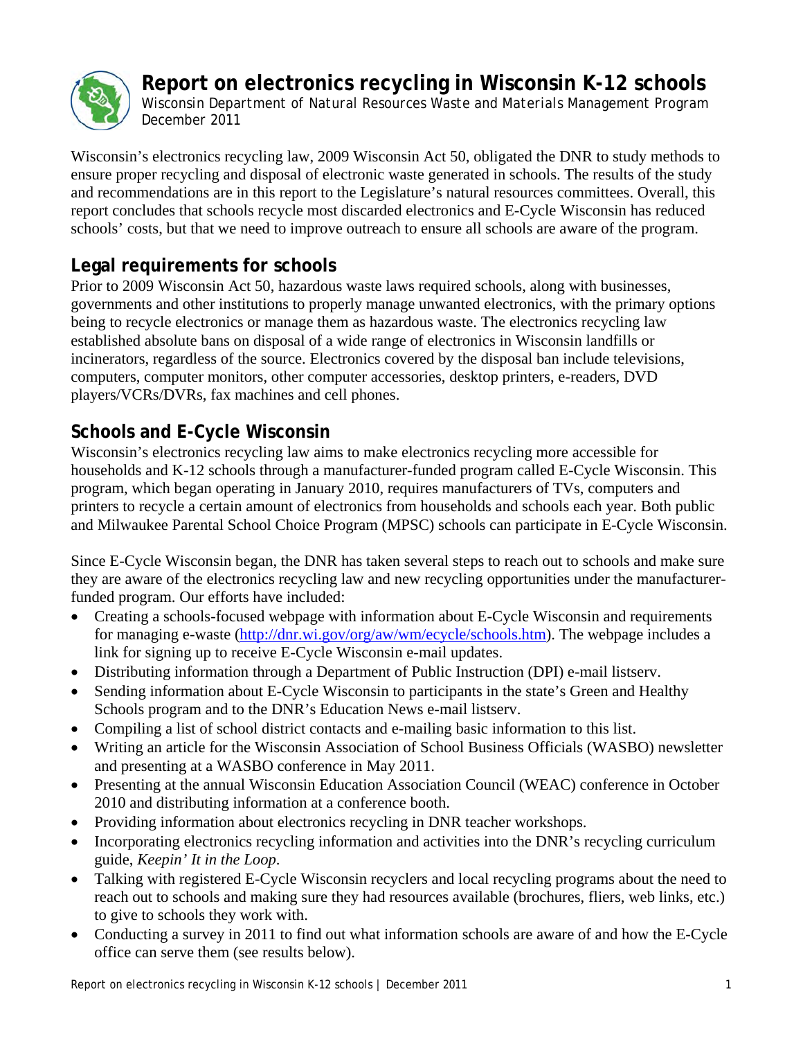# Report on electronics recycling in Wisconsin K-12 schools

Wisconsin Department of Natural Resources Waste and Materials Management Program
December 2011

Wisconsin's electronics recycling law, 2009 Wisconsin Act 50, obligated the DNR to study methods to ensure proper recycling and disposal of electronic waste generated in schools. The results of the study and recommendations are in this report to the Legislature's natural resources committees. Overall, this report concludes that schools recycle most discarded electronics and E-Cycle Wisconsin has reduced schools' costs, but that we need to improve outreach to ensure all schools are aware of the program.

## Legal requirements for schools

Prior to 2009 Wisconsin Act 50, hazardous waste laws required schools, along with businesses, governments and other institutions to properly manage unwanted electronics, with the primary options being to recycle electronics or manage them as hazardous waste. The electronics recycling law established absolute bans on disposal of a wide range of electronics in Wisconsin landfills or incinerators, regardless of the source. Electronics covered by the disposal ban include televisions, computers, computer monitors, other computer accessories, desktop printers, e-readers, DVD players/VCRs/DVRs, fax machines and cell phones.

## Schools and E-Cycle Wisconsin

Wisconsin's electronics recycling law aims to make electronics recycling more accessible for households and K-12 schools through a manufacturer-funded program called E-Cycle Wisconsin. This program, which began operating in January 2010, requires manufacturers of TVs, computers and printers to recycle a certain amount of electronics from households and schools each year. Both public and Milwaukee Parental School Choice Program (MPSC) schools can participate in E-Cycle Wisconsin.

Since E-Cycle Wisconsin began, the DNR has taken several steps to reach out to schools and make sure they are aware of the electronics recycling law and new recycling opportunities under the manufacturer-funded program. Our efforts have included:

- Creating a schools-focused webpage with information about E-Cycle Wisconsin and requirements for managing e-waste (http://dnr.wi.gov/org/aw/wm/ecycle/schools.htm). The webpage includes a link for signing up to receive E-Cycle Wisconsin e-mail updates.
- Distributing information through a Department of Public Instruction (DPI) e-mail listserv.
- Sending information about E-Cycle Wisconsin to participants in the state's Green and Healthy Schools program and to the DNR's Education News e-mail listserv.
- Compiling a list of school district contacts and e-mailing basic information to this list.
- Writing an article for the Wisconsin Association of School Business Officials (WASBO) newsletter and presenting at a WASBO conference in May 2011.
- Presenting at the annual Wisconsin Education Association Council (WEAC) conference in October 2010 and distributing information at a conference booth.
- Providing information about electronics recycling in DNR teacher workshops.
- Incorporating electronics recycling information and activities into the DNR's recycling curriculum guide, *Keepin' It in the Loop*.
- Talking with registered E-Cycle Wisconsin recyclers and local recycling programs about the need to reach out to schools and making sure they had resources available (brochures, fliers, web links, etc.) to give to schools they work with.
- Conducting a survey in 2011 to find out what information schools are aware of and how the E-Cycle office can serve them (see results below).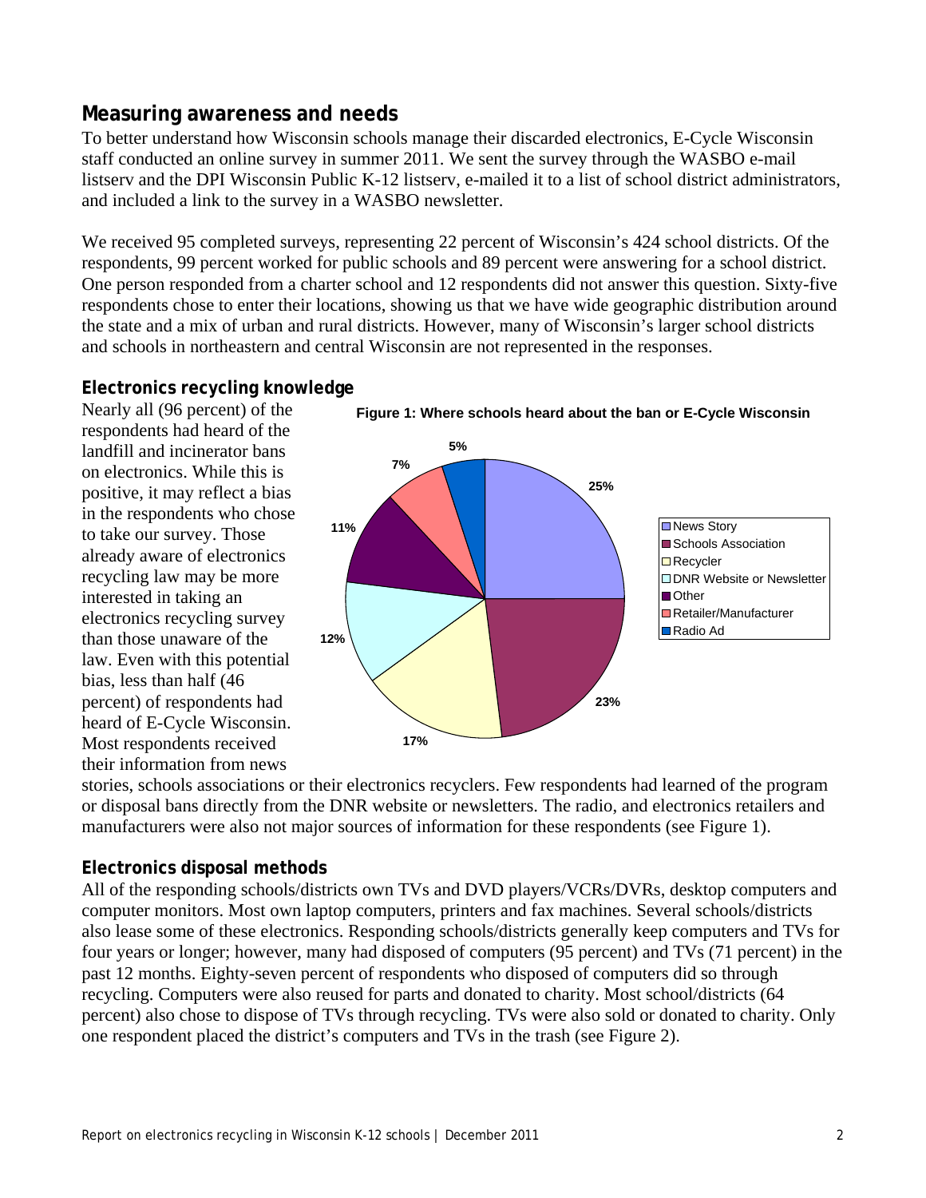## Measuring awareness and needs

To better understand how Wisconsin schools manage their discarded electronics, E-Cycle Wisconsin staff conducted an online survey in summer 2011. We sent the survey through the WASBO e-mail listserv and the DPI Wisconsin Public K-12 listserv, e-mailed it to a list of school district administrators, and included a link to the survey in a WASBO newsletter.

We received 95 completed surveys, representing 22 percent of Wisconsin's 424 school districts. Of the respondents, 99 percent worked for public schools and 89 percent were answering for a school district. One person responded from a charter school and 12 respondents did not answer this question. Sixty-five respondents chose to enter their locations, showing us that we have wide geographic distribution around the state and a mix of urban and rural districts. However, many of Wisconsin's larger school districts and schools in northeastern and central Wisconsin are not represented in the responses.

### Electronics recycling knowledge

Nearly all (96 percent) of the respondents had heard of the landfill and incinerator bans on electronics. While this is positive, it may reflect a bias in the respondents who chose to take our survey. Those already aware of electronics recycling law may be more interested in taking an electronics recycling survey than those unaware of the law. Even with this potential bias, less than half (46 percent) of respondents had heard of E-Cycle Wisconsin. Most respondents received their information from news stories, schools associations or their electronics recyclers. Few respondents had learned of the program or disposal bans directly from the DNR website or newsletters. The radio, and electronics retailers and manufacturers were also not major sources of information for these respondents (see Figure 1).

**Figure 1: Where schools heard about the ban or E-Cycle Wisconsin**

### Electronics disposal methods

All of the responding schools/districts own TVs and DVD players/VCRs/DVRs, desktop computers and computer monitors. Most own laptop computers, printers and fax machines. Several schools/districts also lease some of these electronics. Responding schools/districts generally keep computers and TVs for four years or longer; however, many had disposed of computers (95 percent) and TVs (71 percent) in the past 12 months. Eighty-seven percent of respondents who disposed of computers did so through recycling. Computers were also reused for parts and donated to charity. Most school/districts (64 percent) also chose to dispose of TVs through recycling. TVs were also sold or donated to charity. Only one respondent placed the district's computers and TVs in the trash (see Figure 2).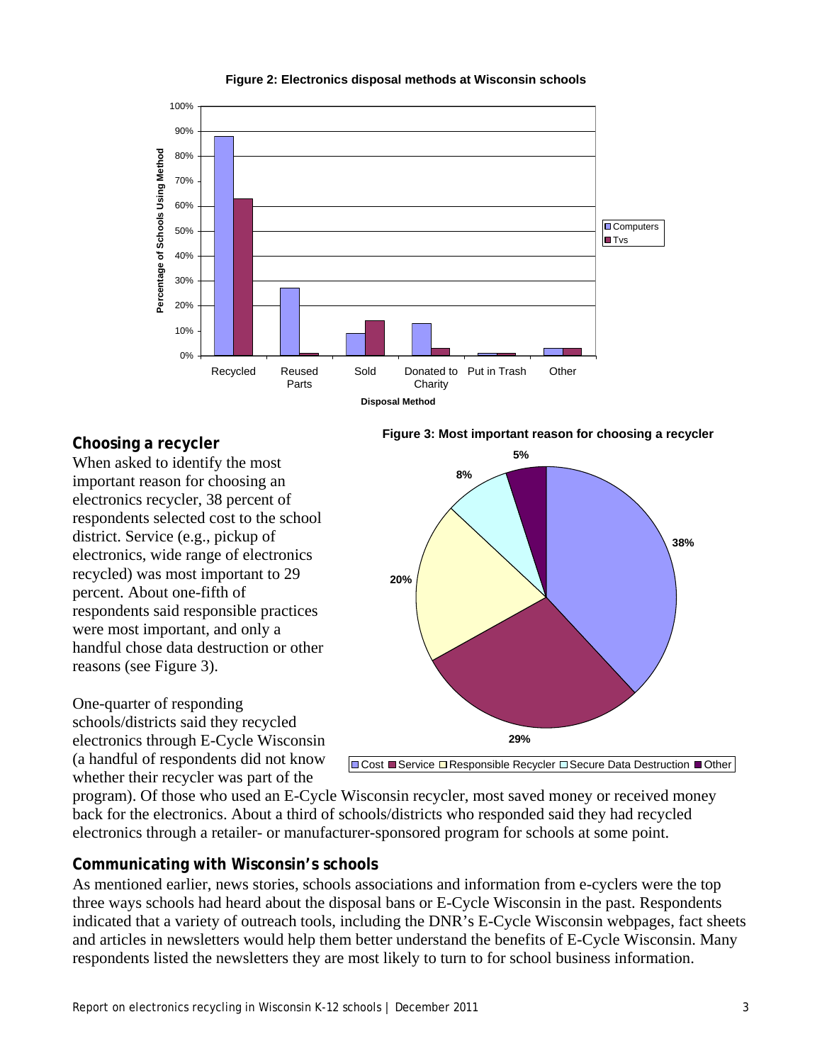**Figure 2: Electronics disposal methods at Wisconsin schools**

**Figure 3: Most important reason for choosing a recycler**

## Choosing a recycler

When asked to identify the most important reason for choosing an electronics recycler, 38 percent of respondents selected cost to the school district. Service (e.g., pickup of electronics, wide range of electronics recycled) was most important to 29 percent. About one-fifth of respondents said responsible practices were most important, and only a handful chose data destruction or other reasons (see Figure 3).

One-quarter of responding schools/districts said they recycled electronics through E-Cycle Wisconsin (a handful of respondents did not know whether their recycler was part of the program). Of those who used an E-Cycle Wisconsin recycler, most saved money or received money back for the electronics. About a third of schools/districts who responded said they had recycled electronics through a retailer- or manufacturer-sponsored program for schools at some point.

## Communicating with Wisconsin's schools

As mentioned earlier, news stories, schools associations and information from e-cyclers were the top three ways schools had heard about the disposal bans or E-Cycle Wisconsin in the past. Respondents indicated that a variety of outreach tools, including the DNR's E-Cycle Wisconsin webpages, fact sheets and articles in newsletters would help them better understand the benefits of E-Cycle Wisconsin. Many respondents listed the newsletters they are most likely to turn to for school business information.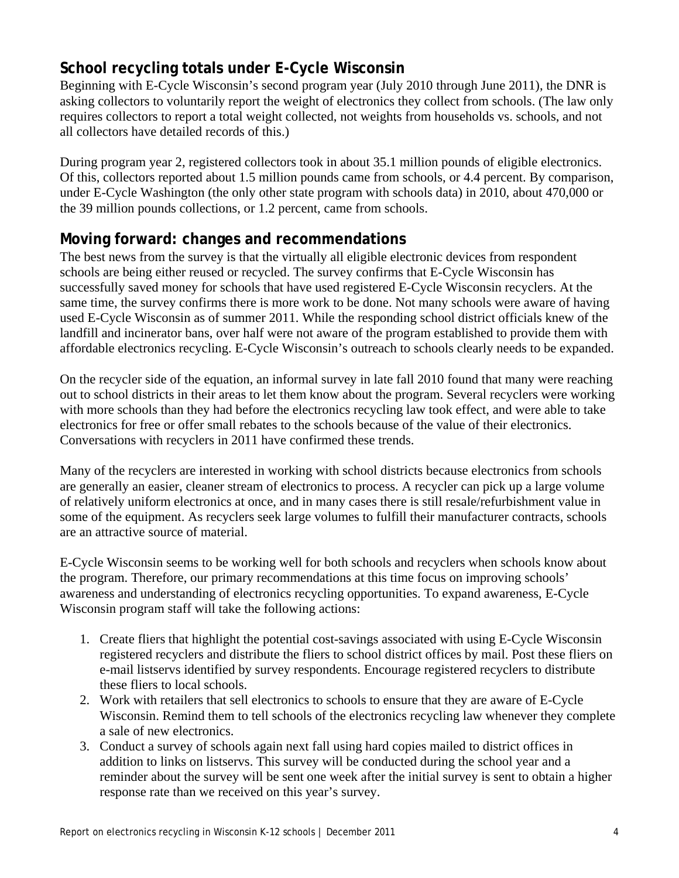## School recycling totals under E-Cycle Wisconsin

Beginning with E-Cycle Wisconsin's second program year (July 2010 through June 2011), the DNR is asking collectors to voluntarily report the weight of electronics they collect from schools. (The law only requires collectors to report a total weight collected, not weights from households vs. schools, and not all collectors have detailed records of this.)

During program year 2, registered collectors took in about 35.1 million pounds of eligible electronics. Of this, collectors reported about 1.5 million pounds came from schools, or 4.4 percent. By comparison, under E-Cycle Washington (the only other state program with schools data) in 2010, about 470,000 or the 39 million pounds collections, or 1.2 percent, came from schools.

## Moving forward: changes and recommendations

The best news from the survey is that the virtually all eligible electronic devices from respondent schools are being either reused or recycled. The survey confirms that E-Cycle Wisconsin has successfully saved money for schools that have used registered E-Cycle Wisconsin recyclers. At the same time, the survey confirms there is more work to be done. Not many schools were aware of having used E-Cycle Wisconsin as of summer 2011. While the responding school district officials knew of the landfill and incinerator bans, over half were not aware of the program established to provide them with affordable electronics recycling. E-Cycle Wisconsin's outreach to schools clearly needs to be expanded.

On the recycler side of the equation, an informal survey in late fall 2010 found that many were reaching out to school districts in their areas to let them know about the program. Several recyclers were working with more schools than they had before the electronics recycling law took effect, and were able to take electronics for free or offer small rebates to the schools because of the value of their electronics. Conversations with recyclers in 2011 have confirmed these trends.

Many of the recyclers are interested in working with school districts because electronics from schools are generally an easier, cleaner stream of electronics to process. A recycler can pick up a large volume of relatively uniform electronics at once, and in many cases there is still resale/refurbishment value in some of the equipment. As recyclers seek large volumes to fulfill their manufacturer contracts, schools are an attractive source of material.

E-Cycle Wisconsin seems to be working well for both schools and recyclers when schools know about the program. Therefore, our primary recommendations at this time focus on improving schools' awareness and understanding of electronics recycling opportunities. To expand awareness, E-Cycle Wisconsin program staff will take the following actions:

1. Create fliers that highlight the potential cost-savings associated with using E-Cycle Wisconsin registered recyclers and distribute the fliers to school district offices by mail. Post these fliers on e-mail listservs identified by survey respondents. Encourage registered recyclers to distribute these fliers to local schools.
2. Work with retailers that sell electronics to schools to ensure that they are aware of E-Cycle Wisconsin. Remind them to tell schools of the electronics recycling law whenever they complete a sale of new electronics.
3. Conduct a survey of schools again next fall using hard copies mailed to district offices in addition to links on listservs. This survey will be conducted during the school year and a reminder about the survey will be sent one week after the initial survey is sent to obtain a higher response rate than we received on this year's survey.